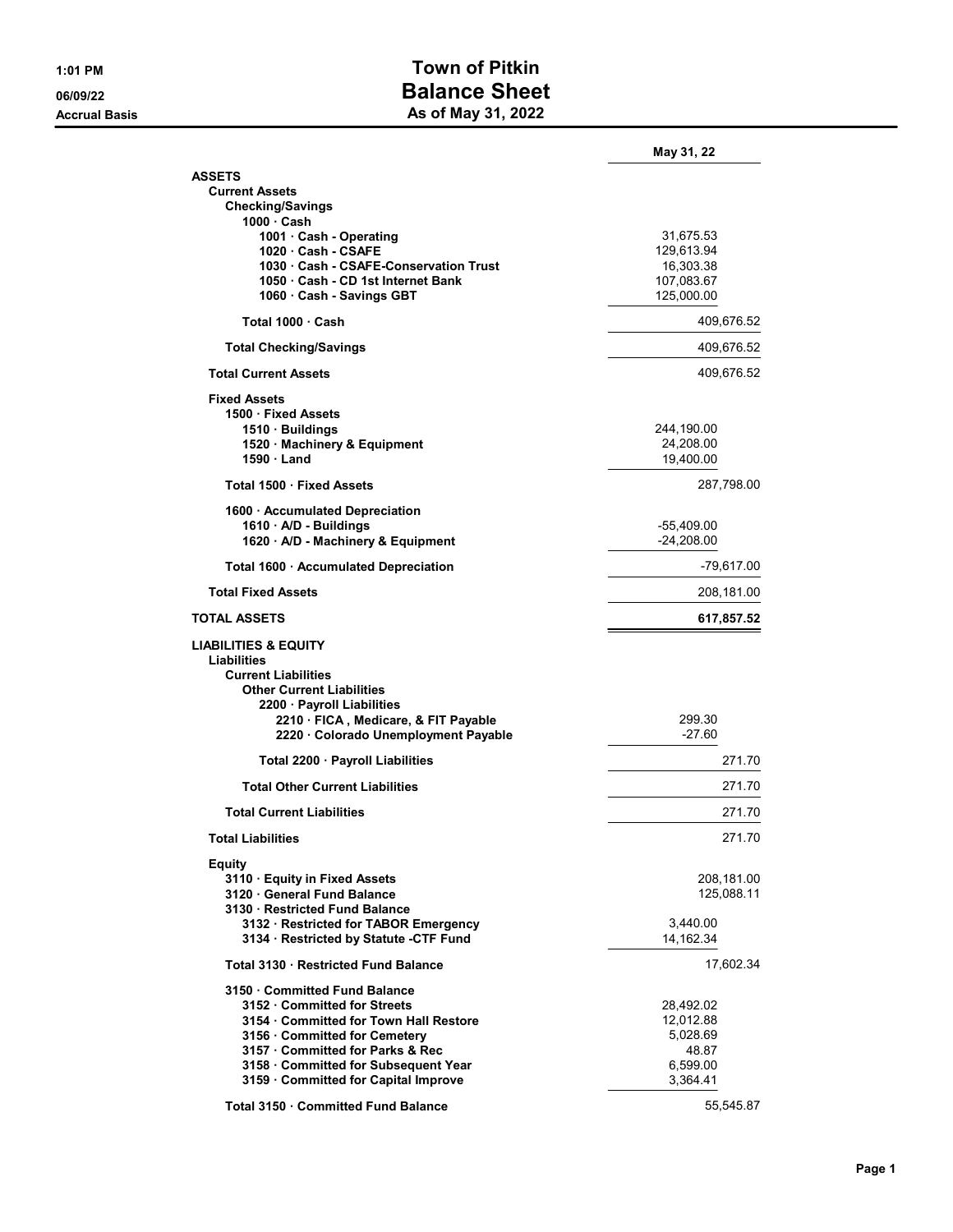# Town of Pitkin

## Balance Sheet

### As of May 31, 2022

1:01 PM
06/09/22
Accrual Basis

| | May 31, 22 | |
|---|---|---|
| **ASSETS** | | |
| **Current Assets** | | |
| **Checking/Savings** | | |
| **1000 · Cash** | | |
| **1001 · Cash - Operating** | 31,675.53 | |
| **1020 · Cash - CSAFE** | 129,613.94 | |
| **1030 · Cash - CSAFE-Conservation Trust** | 16,303.38 | |
| **1050 · Cash - CD 1st Internet Bank** | 107,083.67 | |
| **1060 · Cash - Savings GBT** | 125,000.00 | |
| **Total 1000 · Cash** | | 409,676.52 |
| **Total Checking/Savings** | | 409,676.52 |
| **Total Current Assets** | | 409,676.52 |
| **Fixed Assets** | | |
| **1500 · Fixed Assets** | | |
| **1510 · Buildings** | 244,190.00 | |
| **1520 · Machinery & Equipment** | 24,208.00 | |
| **1590 · Land** | 19,400.00 | |
| **Total 1500 · Fixed Assets** | | 287,798.00 |
| **1600 · Accumulated Depreciation** | | |
| **1610 · A/D - Buildings** | -55,409.00 | |
| **1620 · A/D - Machinery & Equipment** | -24,208.00 | |
| **Total 1600 · Accumulated Depreciation** | | -79,617.00 |
| **Total Fixed Assets** | | 208,181.00 |
| **TOTAL ASSETS** | | **617,857.52** |
| **LIABILITIES & EQUITY** | | |
| **Liabilities** | | |
| **Current Liabilities** | | |
| **Other Current Liabilities** | | |
| **2200 · Payroll Liabilities** | | |
| **2210 · FICA , Medicare, & FIT Payable** | 299.30 | |
| **2220 · Colorado Unemployment Payable** | -27.60 | |
| **Total 2200 · Payroll Liabilities** | | 271.70 |
| **Total Other Current Liabilities** | | 271.70 |
| **Total Current Liabilities** | | 271.70 |
| **Total Liabilities** | | 271.70 |
| **Equity** | | |
| **3110 · Equity in Fixed Assets** | | 208,181.00 |
| **3120 · General Fund Balance** | | 125,088.11 |
| **3130 · Restricted Fund Balance** | | |
| **3132 · Restricted for TABOR Emergency** | 3,440.00 | |
| **3134 · Restricted by Statute -CTF Fund** | 14,162.34 | |
| **Total 3130 · Restricted Fund Balance** | | 17,602.34 |
| **3150 · Committed Fund Balance** | | |
| **3152 · Committed for Streets** | 28,492.02 | |
| **3154 · Committed for Town Hall Restore** | 12,012.88 | |
| **3156 · Committed for Cemetery** | 5,028.69 | |
| **3157 · Committed for Parks & Rec** | 48.87 | |
| **3158 · Committed for Subsequent Year** | 6,599.00 | |
| **3159 · Committed for Capital Improve** | 3,364.41 | |
| **Total 3150 · Committed Fund Balance** | | 55,545.87 |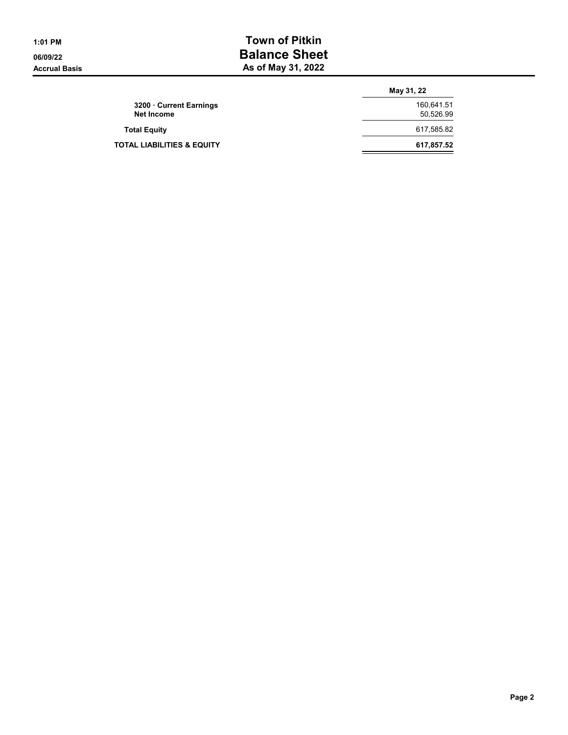# Town of Pitkin
## Balance Sheet
### As of May 31, 2022

1:01 PM
06/09/22
Accrual Basis

| | May 31, 22 |
|---|---|
| 3200 · Current Earnings | 160,641.51 |
| Net Income | 50,526.99 |
| **Total Equity** | 617,585.82 |
| **TOTAL LIABILITIES & EQUITY** | **617,857.52** |